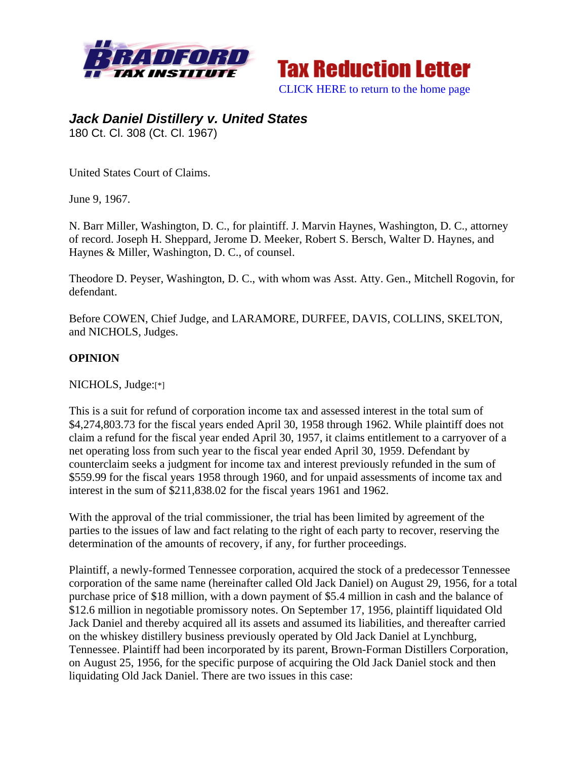Bradford Tax Institute — Tax Reduction Letter

CLICK HERE to return to the home page

### *Jack Daniel Distillery v. United States*

180 Ct. Cl. 308 (Ct. Cl. 1967)

United States Court of Claims.

June 9, 1967.

N. Barr Miller, Washington, D. C., for plaintiff. J. Marvin Haynes, Washington, D. C., attorney of record. Joseph H. Sheppard, Jerome D. Meeker, Robert S. Bersch, Walter D. Haynes, and Haynes & Miller, Washington, D. C., of counsel.

Theodore D. Peyser, Washington, D. C., with whom was Asst. Atty. Gen., Mitchell Rogovin, for defendant.

Before COWEN, Chief Judge, and LARAMORE, DURFEE, DAVIS, COLLINS, SKELTON, and NICHOLS, Judges.

**OPINION**

NICHOLS, Judge:[*]

This is a suit for refund of corporation income tax and assessed interest in the total sum of $4,274,803.73 for the fiscal years ended April 30, 1958 through 1962. While plaintiff does not claim a refund for the fiscal year ended April 30, 1957, it claims entitlement to a carryover of a net operating loss from such year to the fiscal year ended April 30, 1959. Defendant by counterclaim seeks a judgment for income tax and interest previously refunded in the sum of $559.99 for the fiscal years 1958 through 1960, and for unpaid assessments of income tax and interest in the sum of $211,838.02 for the fiscal years 1961 and 1962.

With the approval of the trial commissioner, the trial has been limited by agreement of the parties to the issues of law and fact relating to the right of each party to recover, reserving the determination of the amounts of recovery, if any, for further proceedings.

Plaintiff, a newly-formed Tennessee corporation, acquired the stock of a predecessor Tennessee corporation of the same name (hereinafter called Old Jack Daniel) on August 29, 1956, for a total purchase price of $18 million, with a down payment of $5.4 million in cash and the balance of $12.6 million in negotiable promissory notes. On September 17, 1956, plaintiff liquidated Old Jack Daniel and thereby acquired all its assets and assumed its liabilities, and thereafter carried on the whiskey distillery business previously operated by Old Jack Daniel at Lynchburg, Tennessee. Plaintiff had been incorporated by its parent, Brown-Forman Distillers Corporation, on August 25, 1956, for the specific purpose of acquiring the Old Jack Daniel stock and then liquidating Old Jack Daniel. There are two issues in this case: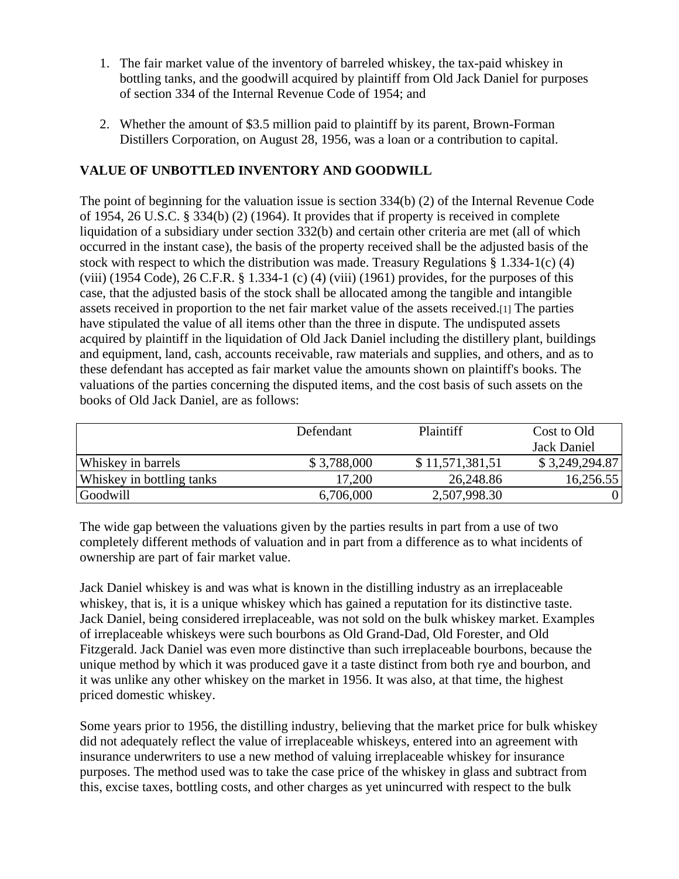1. The fair market value of the inventory of barreled whiskey, the tax-paid whiskey in bottling tanks, and the goodwill acquired by plaintiff from Old Jack Daniel for purposes of section 334 of the Internal Revenue Code of 1954; and

2. Whether the amount of $3.5 million paid to plaintiff by its parent, Brown-Forman Distillers Corporation, on August 28, 1956, was a loan or a contribution to capital.

**VALUE OF UNBOTTLED INVENTORY AND GOODWILL**

The point of beginning for the valuation issue is section 334(b) (2) of the Internal Revenue Code of 1954, 26 U.S.C. § 334(b) (2) (1964). It provides that if property is received in complete liquidation of a subsidiary under section 332(b) and certain other criteria are met (all of which occurred in the instant case), the basis of the property received shall be the adjusted basis of the stock with respect to which the distribution was made. Treasury Regulations § 1.334-1(c) (4) (viii) (1954 Code), 26 C.F.R. § 1.334-1 (c) (4) (viii) (1961) provides, for the purposes of this case, that the adjusted basis of the stock shall be allocated among the tangible and intangible assets received in proportion to the net fair market value of the assets received.[1] The parties have stipulated the value of all items other than the three in dispute. The undisputed assets acquired by plaintiff in the liquidation of Old Jack Daniel including the distillery plant, buildings and equipment, land, cash, accounts receivable, raw materials and supplies, and others, and as to these defendant has accepted as fair market value the amounts shown on plaintiff's books. The valuations of the parties concerning the disputed items, and the cost basis of such assets on the books of Old Jack Daniel, are as follows:

| | Defendant | Plaintiff | Cost to Old Jack Daniel |
|---|---|---|---|
| Whiskey in barrels | $ 3,788,000 | $ 11,571,381,51 | $ 3,249,294.87 |
| Whiskey in bottling tanks | 17,200 | 26,248.86 | 16,256.55 |
| Goodwill | 6,706,000 | 2,507,998.30 | 0 |

The wide gap between the valuations given by the parties results in part from a use of two completely different methods of valuation and in part from a difference as to what incidents of ownership are part of fair market value.

Jack Daniel whiskey is and was what is known in the distilling industry as an irreplaceable whiskey, that is, it is a unique whiskey which has gained a reputation for its distinctive taste. Jack Daniel, being considered irreplaceable, was not sold on the bulk whiskey market. Examples of irreplaceable whiskeys were such bourbons as Old Grand-Dad, Old Forester, and Old Fitzgerald. Jack Daniel was even more distinctive than such irreplaceable bourbons, because the unique method by which it was produced gave it a taste distinct from both rye and bourbon, and it was unlike any other whiskey on the market in 1956. It was also, at that time, the highest priced domestic whiskey.

Some years prior to 1956, the distilling industry, believing that the market price for bulk whiskey did not adequately reflect the value of irreplaceable whiskeys, entered into an agreement with insurance underwriters to use a new method of valuing irreplaceable whiskey for insurance purposes. The method used was to take the case price of the whiskey in glass and subtract from this, excise taxes, bottling costs, and other charges as yet unincurred with respect to the bulk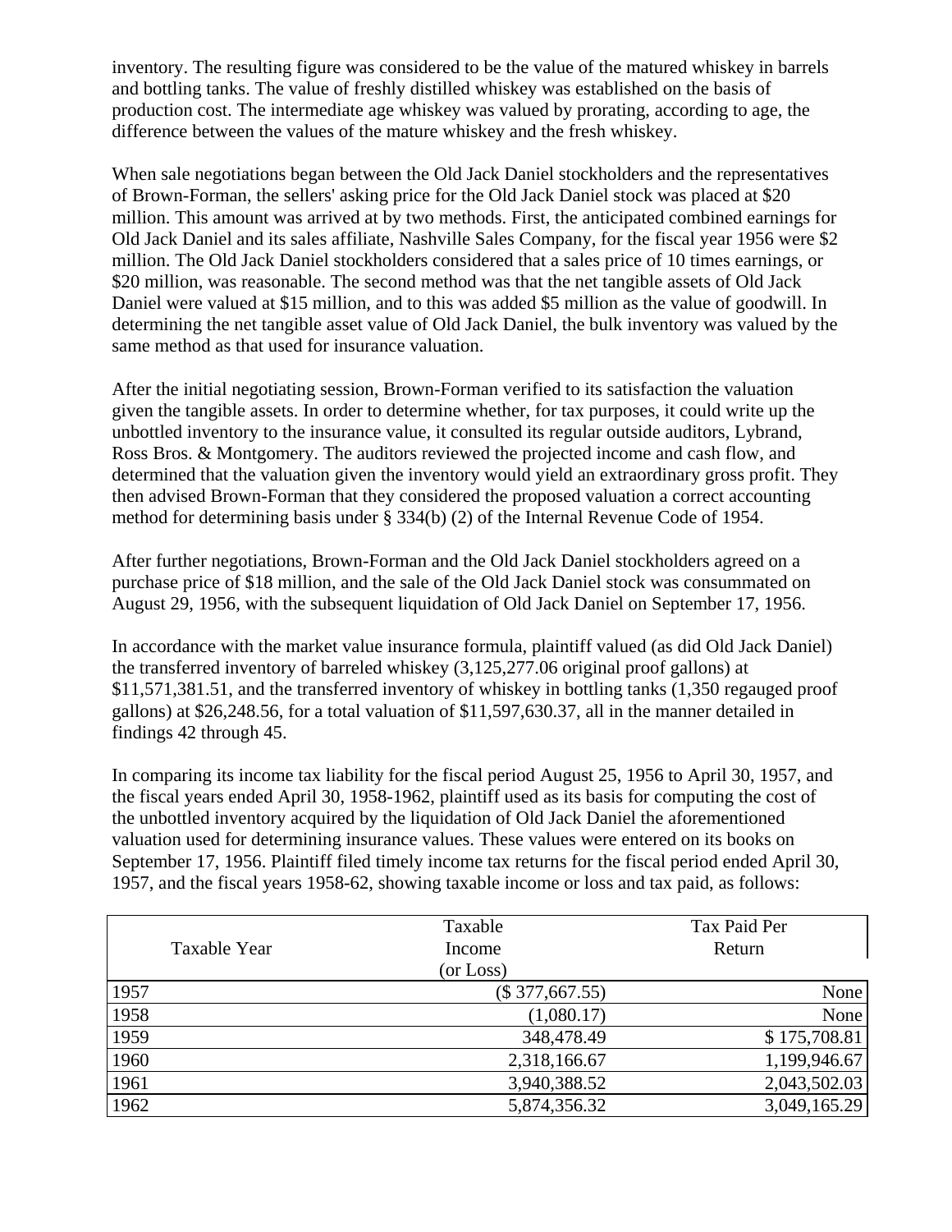inventory. The resulting figure was considered to be the value of the matured whiskey in barrels and bottling tanks. The value of freshly distilled whiskey was established on the basis of production cost. The intermediate age whiskey was valued by prorating, according to age, the difference between the values of the mature whiskey and the fresh whiskey.

When sale negotiations began between the Old Jack Daniel stockholders and the representatives of Brown-Forman, the sellers' asking price for the Old Jack Daniel stock was placed at $20 million. This amount was arrived at by two methods. First, the anticipated combined earnings for Old Jack Daniel and its sales affiliate, Nashville Sales Company, for the fiscal year 1956 were $2 million. The Old Jack Daniel stockholders considered that a sales price of 10 times earnings, or $20 million, was reasonable. The second method was that the net tangible assets of Old Jack Daniel were valued at $15 million, and to this was added $5 million as the value of goodwill. In determining the net tangible asset value of Old Jack Daniel, the bulk inventory was valued by the same method as that used for insurance valuation.

After the initial negotiating session, Brown-Forman verified to its satisfaction the valuation given the tangible assets. In order to determine whether, for tax purposes, it could write up the unbottled inventory to the insurance value, it consulted its regular outside auditors, Lybrand, Ross Bros. & Montgomery. The auditors reviewed the projected income and cash flow, and determined that the valuation given the inventory would yield an extraordinary gross profit. They then advised Brown-Forman that they considered the proposed valuation a correct accounting method for determining basis under § 334(b) (2) of the Internal Revenue Code of 1954.

After further negotiations, Brown-Forman and the Old Jack Daniel stockholders agreed on a purchase price of $18 million, and the sale of the Old Jack Daniel stock was consummated on August 29, 1956, with the subsequent liquidation of Old Jack Daniel on September 17, 1956.

In accordance with the market value insurance formula, plaintiff valued (as did Old Jack Daniel) the transferred inventory of barreled whiskey (3,125,277.06 original proof gallons) at $11,571,381.51, and the transferred inventory of whiskey in bottling tanks (1,350 regauged proof gallons) at $26,248.56, for a total valuation of $11,597,630.37, all in the manner detailed in findings 42 through 45.

In comparing its income tax liability for the fiscal period August 25, 1956 to April 30, 1957, and the fiscal years ended April 30, 1958-1962, plaintiff used as its basis for computing the cost of the unbottled inventory acquired by the liquidation of Old Jack Daniel the aforementioned valuation used for determining insurance values. These values were entered on its books on September 17, 1956. Plaintiff filed timely income tax returns for the fiscal period ended April 30, 1957, and the fiscal years 1958-62, showing taxable income or loss and tax paid, as follows:

| Taxable Year | Taxable Income (or Loss) | Tax Paid Per Return |
|---|---|---|
| 1957 | ($ 377,667.55) | None |
| 1958 | (1,080.17) | None |
| 1959 | 348,478.49 | $ 175,708.81 |
| 1960 | 2,318,166.67 | 1,199,946.67 |
| 1961 | 3,940,388.52 | 2,043,502.03 |
| 1962 | 5,874,356.32 | 3,049,165.29 |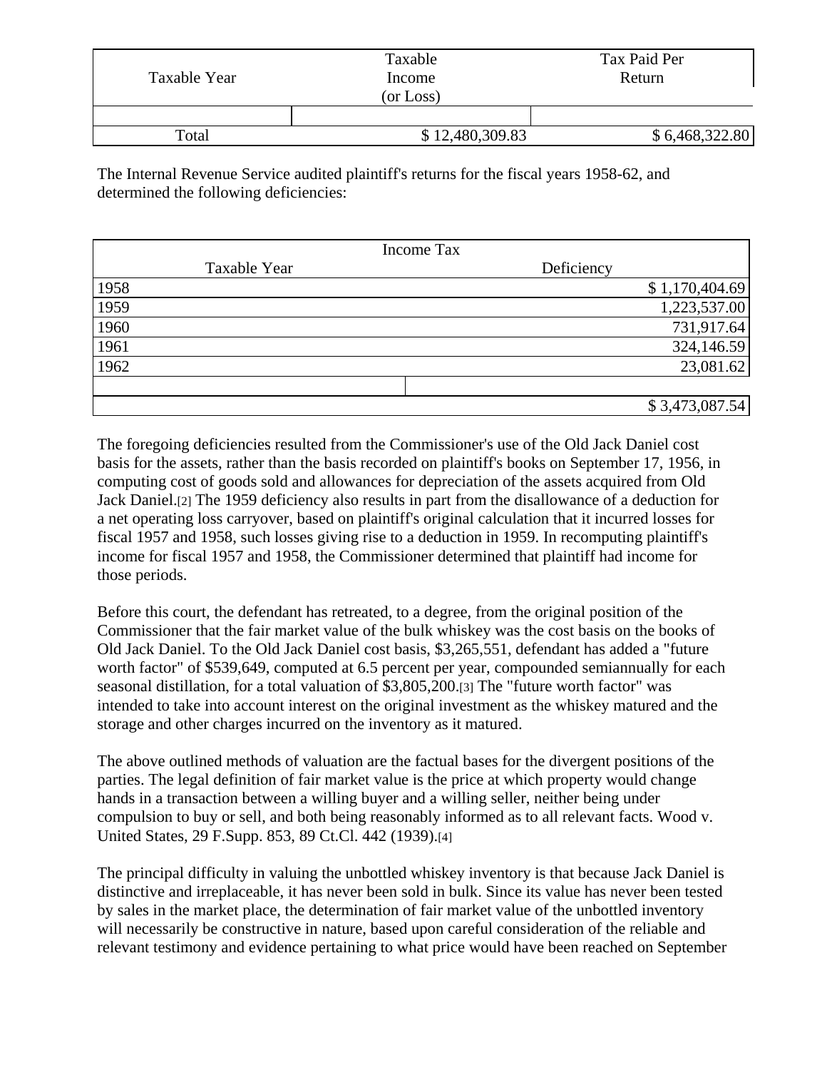| Taxable Year | Taxable Income (or Loss) | Tax Paid Per Return |
|---|---|---|
| | | |
| Total | $ 12,480,309.83 | $ 6,468,322.80 |

The Internal Revenue Service audited plaintiff's returns for the fiscal years 1958-62, and determined the following deficiencies:

| Taxable Year | Income Tax Deficiency |
|---|---|
| 1958 | $ 1,170,404.69 |
| 1959 | 1,223,537.00 |
| 1960 | 731,917.64 |
| 1961 | 324,146.59 |
| 1962 | 23,081.62 |
| | |
| | $ 3,473,087.54 |

The foregoing deficiencies resulted from the Commissioner's use of the Old Jack Daniel cost basis for the assets, rather than the basis recorded on plaintiff's books on September 17, 1956, in computing cost of goods sold and allowances for depreciation of the assets acquired from Old Jack Daniel.[2] The 1959 deficiency also results in part from the disallowance of a deduction for a net operating loss carryover, based on plaintiff's original calculation that it incurred losses for fiscal 1957 and 1958, such losses giving rise to a deduction in 1959. In recomputing plaintiff's income for fiscal 1957 and 1958, the Commissioner determined that plaintiff had income for those periods.

Before this court, the defendant has retreated, to a degree, from the original position of the Commissioner that the fair market value of the bulk whiskey was the cost basis on the books of Old Jack Daniel. To the Old Jack Daniel cost basis, $3,265,551, defendant has added a "future worth factor" of $539,649, computed at 6.5 percent per year, compounded semiannually for each seasonal distillation, for a total valuation of $3,805,200.[3] The "future worth factor" was intended to take into account interest on the original investment as the whiskey matured and the storage and other charges incurred on the inventory as it matured.

The above outlined methods of valuation are the factual bases for the divergent positions of the parties. The legal definition of fair market value is the price at which property would change hands in a transaction between a willing buyer and a willing seller, neither being under compulsion to buy or sell, and both being reasonably informed as to all relevant facts. Wood v. United States, 29 F.Supp. 853, 89 Ct.Cl. 442 (1939).[4]

The principal difficulty in valuing the unbottled whiskey inventory is that because Jack Daniel is distinctive and irreplaceable, it has never been sold in bulk. Since its value has never been tested by sales in the market place, the determination of fair market value of the unbottled inventory will necessarily be constructive in nature, based upon careful consideration of the reliable and relevant testimony and evidence pertaining to what price would have been reached on September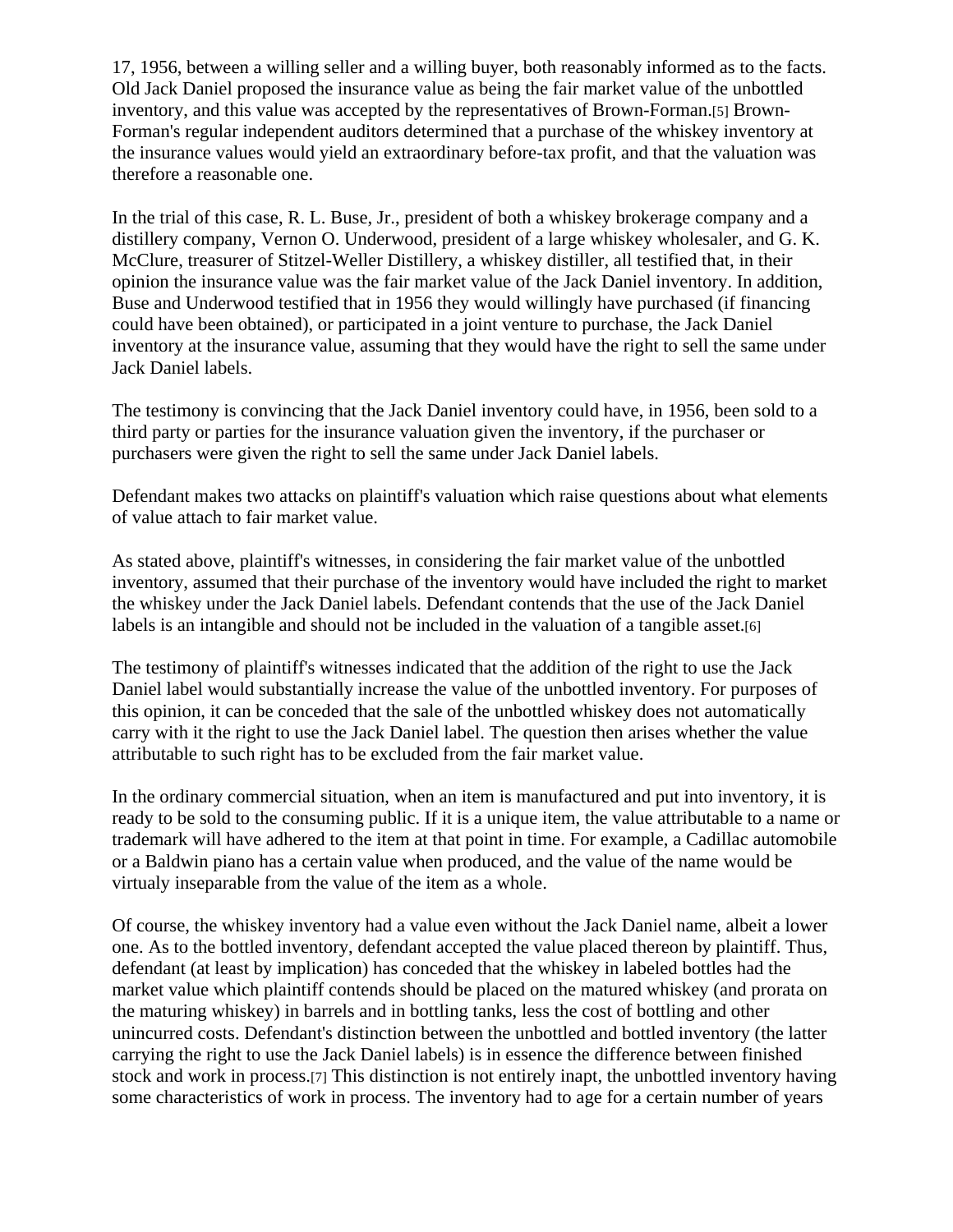17, 1956, between a willing seller and a willing buyer, both reasonably informed as to the facts. Old Jack Daniel proposed the insurance value as being the fair market value of the unbottled inventory, and this value was accepted by the representatives of Brown-Forman.[5] Brown-Forman's regular independent auditors determined that a purchase of the whiskey inventory at the insurance values would yield an extraordinary before-tax profit, and that the valuation was therefore a reasonable one.

In the trial of this case, R. L. Buse, Jr., president of both a whiskey brokerage company and a distillery company, Vernon O. Underwood, president of a large whiskey wholesaler, and G. K. McClure, treasurer of Stitzel-Weller Distillery, a whiskey distiller, all testified that, in their opinion the insurance value was the fair market value of the Jack Daniel inventory. In addition, Buse and Underwood testified that in 1956 they would willingly have purchased (if financing could have been obtained), or participated in a joint venture to purchase, the Jack Daniel inventory at the insurance value, assuming that they would have the right to sell the same under Jack Daniel labels.

The testimony is convincing that the Jack Daniel inventory could have, in 1956, been sold to a third party or parties for the insurance valuation given the inventory, if the purchaser or purchasers were given the right to sell the same under Jack Daniel labels.

Defendant makes two attacks on plaintiff's valuation which raise questions about what elements of value attach to fair market value.

As stated above, plaintiff's witnesses, in considering the fair market value of the unbottled inventory, assumed that their purchase of the inventory would have included the right to market the whiskey under the Jack Daniel labels. Defendant contends that the use of the Jack Daniel labels is an intangible and should not be included in the valuation of a tangible asset.[6]

The testimony of plaintiff's witnesses indicated that the addition of the right to use the Jack Daniel label would substantially increase the value of the unbottled inventory. For purposes of this opinion, it can be conceded that the sale of the unbottled whiskey does not automatically carry with it the right to use the Jack Daniel label. The question then arises whether the value attributable to such right has to be excluded from the fair market value.

In the ordinary commercial situation, when an item is manufactured and put into inventory, it is ready to be sold to the consuming public. If it is a unique item, the value attributable to a name or trademark will have adhered to the item at that point in time. For example, a Cadillac automobile or a Baldwin piano has a certain value when produced, and the value of the name would be virtualy inseparable from the value of the item as a whole.

Of course, the whiskey inventory had a value even without the Jack Daniel name, albeit a lower one. As to the bottled inventory, defendant accepted the value placed thereon by plaintiff. Thus, defendant (at least by implication) has conceded that the whiskey in labeled bottles had the market value which plaintiff contends should be placed on the matured whiskey (and prorata on the maturing whiskey) in barrels and in bottling tanks, less the cost of bottling and other unincurred costs. Defendant's distinction between the unbottled and bottled inventory (the latter carrying the right to use the Jack Daniel labels) is in essence the difference between finished stock and work in process.[7] This distinction is not entirely inapt, the unbottled inventory having some characteristics of work in process. The inventory had to age for a certain number of years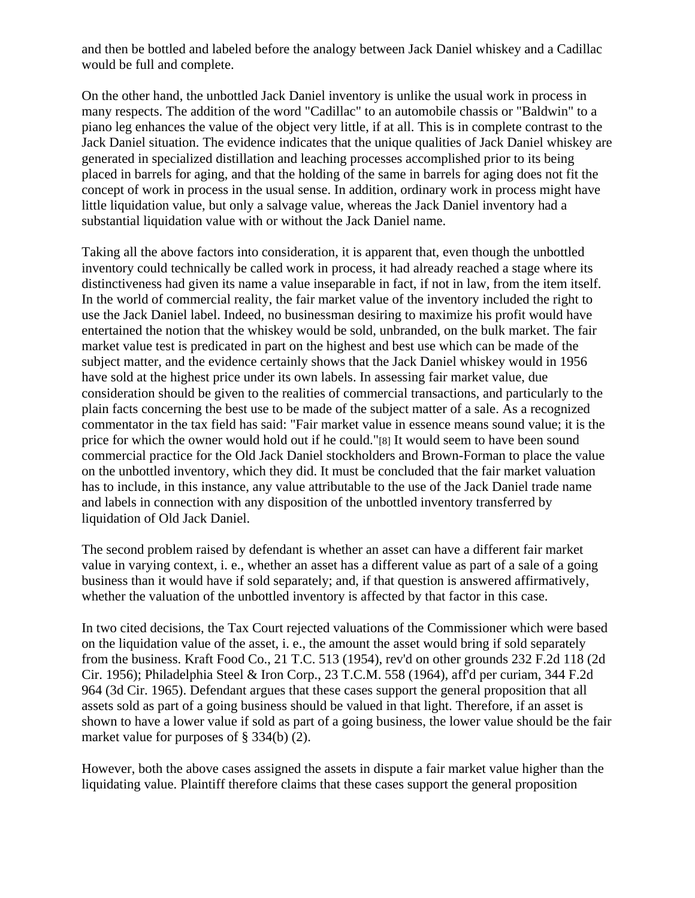and then be bottled and labeled before the analogy between Jack Daniel whiskey and a Cadillac would be full and complete.

On the other hand, the unbottled Jack Daniel inventory is unlike the usual work in process in many respects. The addition of the word "Cadillac" to an automobile chassis or "Baldwin" to a piano leg enhances the value of the object very little, if at all. This is in complete contrast to the Jack Daniel situation. The evidence indicates that the unique qualities of Jack Daniel whiskey are generated in specialized distillation and leaching processes accomplished prior to its being placed in barrels for aging, and that the holding of the same in barrels for aging does not fit the concept of work in process in the usual sense. In addition, ordinary work in process might have little liquidation value, but only a salvage value, whereas the Jack Daniel inventory had a substantial liquidation value with or without the Jack Daniel name.

Taking all the above factors into consideration, it is apparent that, even though the unbottled inventory could technically be called work in process, it had already reached a stage where its distinctiveness had given its name a value inseparable in fact, if not in law, from the item itself. In the world of commercial reality, the fair market value of the inventory included the right to use the Jack Daniel label. Indeed, no businessman desiring to maximize his profit would have entertained the notion that the whiskey would be sold, unbranded, on the bulk market. The fair market value test is predicated in part on the highest and best use which can be made of the subject matter, and the evidence certainly shows that the Jack Daniel whiskey would in 1956 have sold at the highest price under its own labels. In assessing fair market value, due consideration should be given to the realities of commercial transactions, and particularly to the plain facts concerning the best use to be made of the subject matter of a sale. As a recognized commentator in the tax field has said: "Fair market value in essence means sound value; it is the price for which the owner would hold out if he could."[8] It would seem to have been sound commercial practice for the Old Jack Daniel stockholders and Brown-Forman to place the value on the unbottled inventory, which they did. It must be concluded that the fair market valuation has to include, in this instance, any value attributable to the use of the Jack Daniel trade name and labels in connection with any disposition of the unbottled inventory transferred by liquidation of Old Jack Daniel.

The second problem raised by defendant is whether an asset can have a different fair market value in varying context, i. e., whether an asset has a different value as part of a sale of a going business than it would have if sold separately; and, if that question is answered affirmatively, whether the valuation of the unbottled inventory is affected by that factor in this case.

In two cited decisions, the Tax Court rejected valuations of the Commissioner which were based on the liquidation value of the asset, i. e., the amount the asset would bring if sold separately from the business. Kraft Food Co., 21 T.C. 513 (1954), rev'd on other grounds 232 F.2d 118 (2d Cir. 1956); Philadelphia Steel & Iron Corp., 23 T.C.M. 558 (1964), aff'd per curiam, 344 F.2d 964 (3d Cir. 1965). Defendant argues that these cases support the general proposition that all assets sold as part of a going business should be valued in that light. Therefore, if an asset is shown to have a lower value if sold as part of a going business, the lower value should be the fair market value for purposes of § 334(b) (2).

However, both the above cases assigned the assets in dispute a fair market value higher than the liquidating value. Plaintiff therefore claims that these cases support the general proposition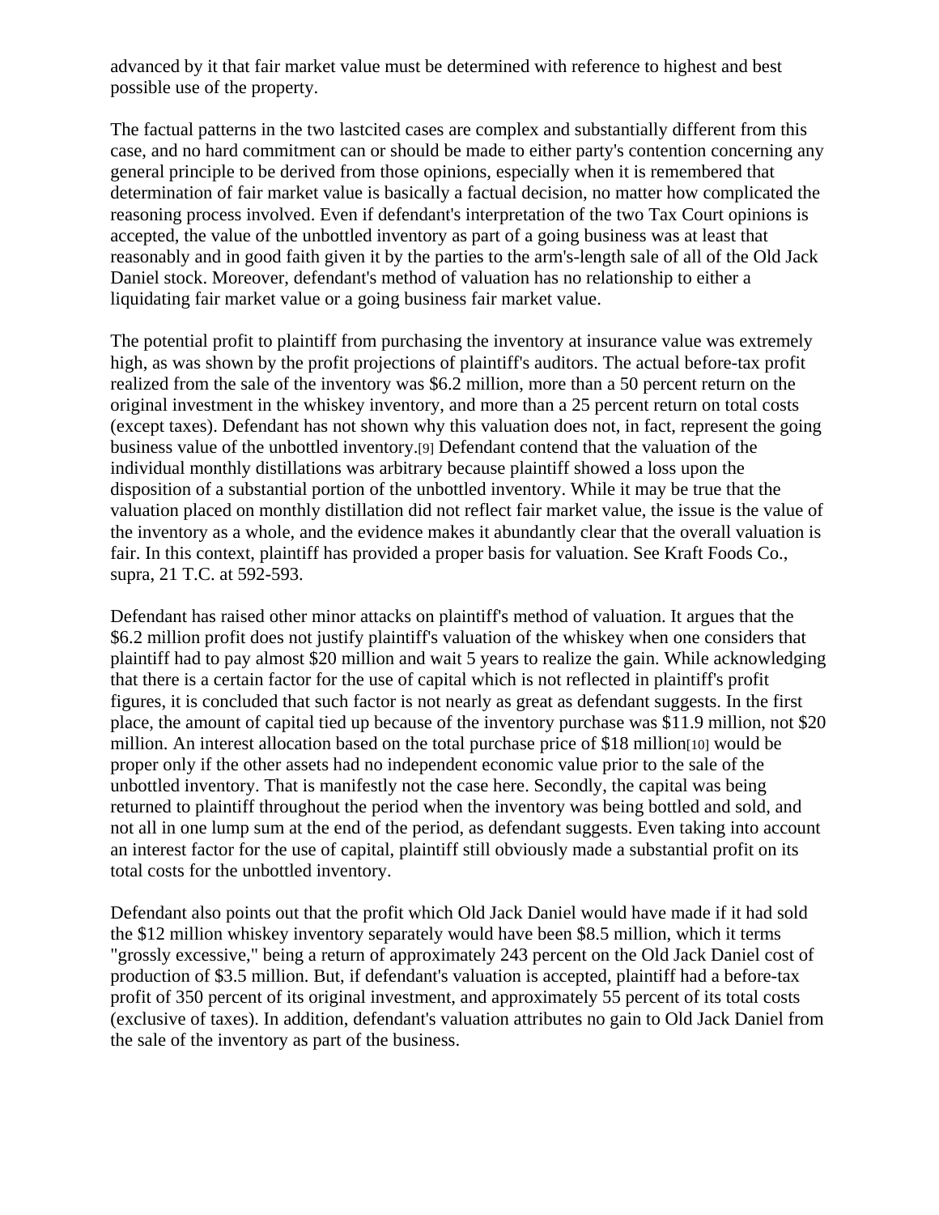advanced by it that fair market value must be determined with reference to highest and best possible use of the property.

The factual patterns in the two lastcited cases are complex and substantially different from this case, and no hard commitment can or should be made to either party's contention concerning any general principle to be derived from those opinions, especially when it is remembered that determination of fair market value is basically a factual decision, no matter how complicated the reasoning process involved. Even if defendant's interpretation of the two Tax Court opinions is accepted, the value of the unbottled inventory as part of a going business was at least that reasonably and in good faith given it by the parties to the arm's-length sale of all of the Old Jack Daniel stock. Moreover, defendant's method of valuation has no relationship to either a liquidating fair market value or a going business fair market value.

The potential profit to plaintiff from purchasing the inventory at insurance value was extremely high, as was shown by the profit projections of plaintiff's auditors. The actual before-tax profit realized from the sale of the inventory was $6.2 million, more than a 50 percent return on the original investment in the whiskey inventory, and more than a 25 percent return on total costs (except taxes). Defendant has not shown why this valuation does not, in fact, represent the going business value of the unbottled inventory.[9] Defendant contend that the valuation of the individual monthly distillations was arbitrary because plaintiff showed a loss upon the disposition of a substantial portion of the unbottled inventory. While it may be true that the valuation placed on monthly distillation did not reflect fair market value, the issue is the value of the inventory as a whole, and the evidence makes it abundantly clear that the overall valuation is fair. In this context, plaintiff has provided a proper basis for valuation. See Kraft Foods Co., supra, 21 T.C. at 592-593.

Defendant has raised other minor attacks on plaintiff's method of valuation. It argues that the $6.2 million profit does not justify plaintiff's valuation of the whiskey when one considers that plaintiff had to pay almost $20 million and wait 5 years to realize the gain. While acknowledging that there is a certain factor for the use of capital which is not reflected in plaintiff's profit figures, it is concluded that such factor is not nearly as great as defendant suggests. In the first place, the amount of capital tied up because of the inventory purchase was $11.9 million, not $20 million. An interest allocation based on the total purchase price of $18 million[10] would be proper only if the other assets had no independent economic value prior to the sale of the unbottled inventory. That is manifestly not the case here. Secondly, the capital was being returned to plaintiff throughout the period when the inventory was being bottled and sold, and not all in one lump sum at the end of the period, as defendant suggests. Even taking into account an interest factor for the use of capital, plaintiff still obviously made a substantial profit on its total costs for the unbottled inventory.

Defendant also points out that the profit which Old Jack Daniel would have made if it had sold the $12 million whiskey inventory separately would have been $8.5 million, which it terms "grossly excessive," being a return of approximately 243 percent on the Old Jack Daniel cost of production of $3.5 million. But, if defendant's valuation is accepted, plaintiff had a before-tax profit of 350 percent of its original investment, and approximately 55 percent of its total costs (exclusive of taxes). In addition, defendant's valuation attributes no gain to Old Jack Daniel from the sale of the inventory as part of the business.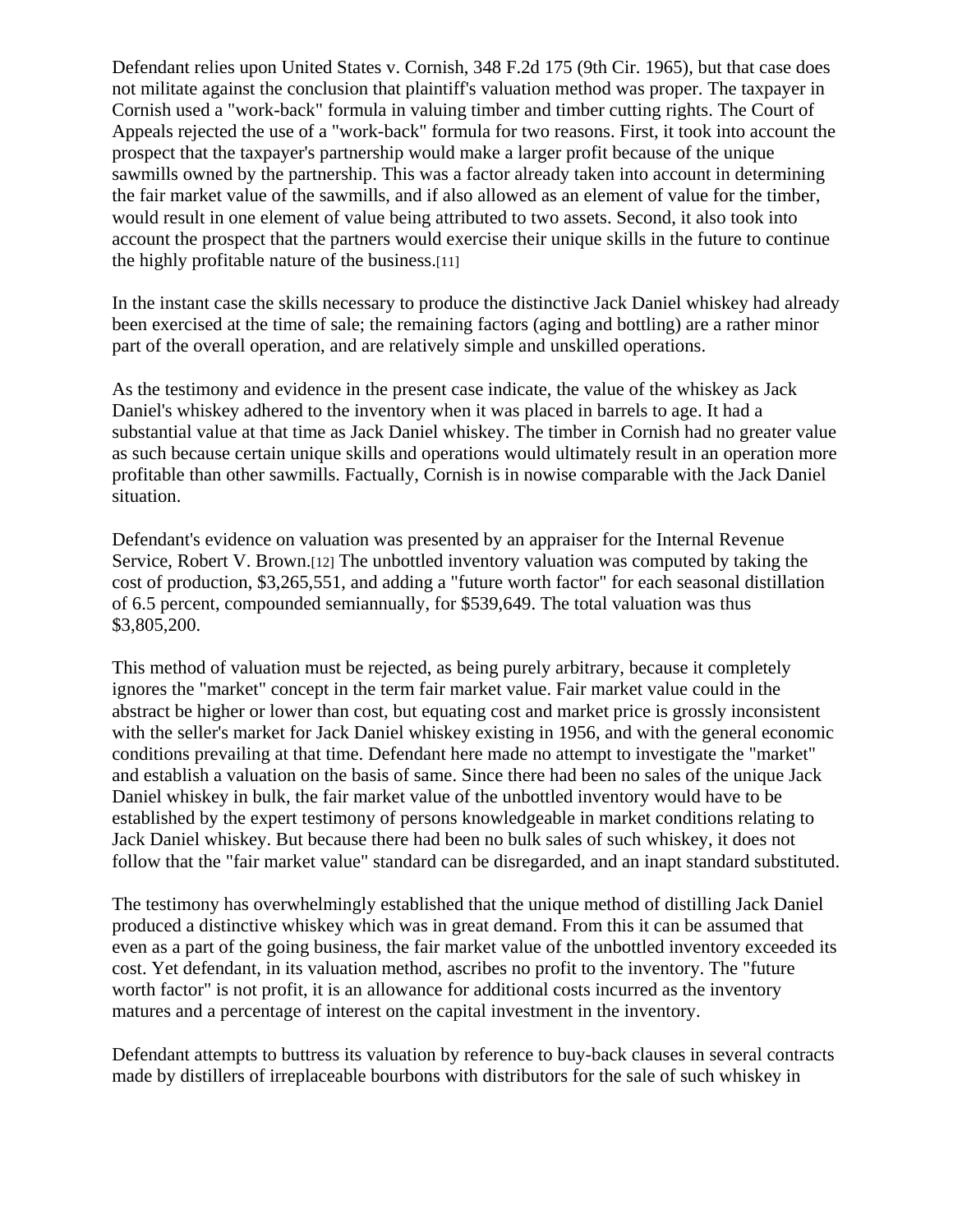Defendant relies upon United States v. Cornish, 348 F.2d 175 (9th Cir. 1965), but that case does not militate against the conclusion that plaintiff's valuation method was proper. The taxpayer in Cornish used a "work-back" formula in valuing timber and timber cutting rights. The Court of Appeals rejected the use of a "work-back" formula for two reasons. First, it took into account the prospect that the taxpayer's partnership would make a larger profit because of the unique sawmills owned by the partnership. This was a factor already taken into account in determining the fair market value of the sawmills, and if also allowed as an element of value for the timber, would result in one element of value being attributed to two assets. Second, it also took into account the prospect that the partners would exercise their unique skills in the future to continue the highly profitable nature of the business.[11]

In the instant case the skills necessary to produce the distinctive Jack Daniel whiskey had already been exercised at the time of sale; the remaining factors (aging and bottling) are a rather minor part of the overall operation, and are relatively simple and unskilled operations.

As the testimony and evidence in the present case indicate, the value of the whiskey as Jack Daniel's whiskey adhered to the inventory when it was placed in barrels to age. It had a substantial value at that time as Jack Daniel whiskey. The timber in Cornish had no greater value as such because certain unique skills and operations would ultimately result in an operation more profitable than other sawmills. Factually, Cornish is in nowise comparable with the Jack Daniel situation.

Defendant's evidence on valuation was presented by an appraiser for the Internal Revenue Service, Robert V. Brown.[12] The unbottled inventory valuation was computed by taking the cost of production, $3,265,551, and adding a "future worth factor" for each seasonal distillation of 6.5 percent, compounded semiannually, for $539,649. The total valuation was thus $3,805,200.

This method of valuation must be rejected, as being purely arbitrary, because it completely ignores the "market" concept in the term fair market value. Fair market value could in the abstract be higher or lower than cost, but equating cost and market price is grossly inconsistent with the seller's market for Jack Daniel whiskey existing in 1956, and with the general economic conditions prevailing at that time. Defendant here made no attempt to investigate the "market" and establish a valuation on the basis of same. Since there had been no sales of the unique Jack Daniel whiskey in bulk, the fair market value of the unbottled inventory would have to be established by the expert testimony of persons knowledgeable in market conditions relating to Jack Daniel whiskey. But because there had been no bulk sales of such whiskey, it does not follow that the "fair market value" standard can be disregarded, and an inapt standard substituted.

The testimony has overwhelmingly established that the unique method of distilling Jack Daniel produced a distinctive whiskey which was in great demand. From this it can be assumed that even as a part of the going business, the fair market value of the unbottled inventory exceeded its cost. Yet defendant, in its valuation method, ascribes no profit to the inventory. The "future worth factor" is not profit, it is an allowance for additional costs incurred as the inventory matures and a percentage of interest on the capital investment in the inventory.

Defendant attempts to buttress its valuation by reference to buy-back clauses in several contracts made by distillers of irreplaceable bourbons with distributors for the sale of such whiskey in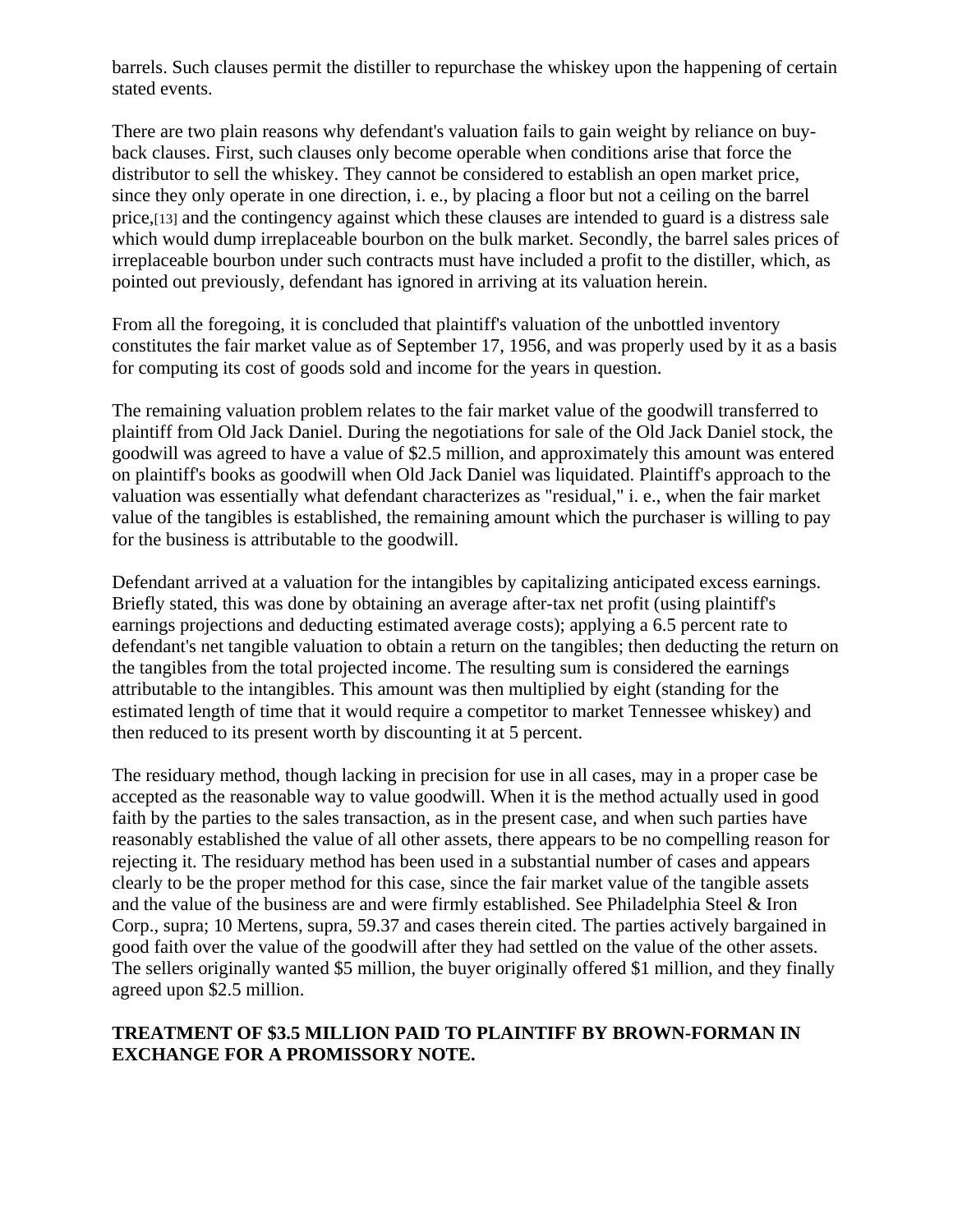barrels. Such clauses permit the distiller to repurchase the whiskey upon the happening of certain stated events.

There are two plain reasons why defendant's valuation fails to gain weight by reliance on buy-back clauses. First, such clauses only become operable when conditions arise that force the distributor to sell the whiskey. They cannot be considered to establish an open market price, since they only operate in one direction, i. e., by placing a floor but not a ceiling on the barrel price,[13] and the contingency against which these clauses are intended to guard is a distress sale which would dump irreplaceable bourbon on the bulk market. Secondly, the barrel sales prices of irreplaceable bourbon under such contracts must have included a profit to the distiller, which, as pointed out previously, defendant has ignored in arriving at its valuation herein.

From all the foregoing, it is concluded that plaintiff's valuation of the unbottled inventory constitutes the fair market value as of September 17, 1956, and was properly used by it as a basis for computing its cost of goods sold and income for the years in question.

The remaining valuation problem relates to the fair market value of the goodwill transferred to plaintiff from Old Jack Daniel. During the negotiations for sale of the Old Jack Daniel stock, the goodwill was agreed to have a value of $2.5 million, and approximately this amount was entered on plaintiff's books as goodwill when Old Jack Daniel was liquidated. Plaintiff's approach to the valuation was essentially what defendant characterizes as "residual," i. e., when the fair market value of the tangibles is established, the remaining amount which the purchaser is willing to pay for the business is attributable to the goodwill.

Defendant arrived at a valuation for the intangibles by capitalizing anticipated excess earnings. Briefly stated, this was done by obtaining an average after-tax net profit (using plaintiff's earnings projections and deducting estimated average costs); applying a 6.5 percent rate to defendant's net tangible valuation to obtain a return on the tangibles; then deducting the return on the tangibles from the total projected income. The resulting sum is considered the earnings attributable to the intangibles. This amount was then multiplied by eight (standing for the estimated length of time that it would require a competitor to market Tennessee whiskey) and then reduced to its present worth by discounting it at 5 percent.

The residuary method, though lacking in precision for use in all cases, may in a proper case be accepted as the reasonable way to value goodwill. When it is the method actually used in good faith by the parties to the sales transaction, as in the present case, and when such parties have reasonably established the value of all other assets, there appears to be no compelling reason for rejecting it. The residuary method has been used in a substantial number of cases and appears clearly to be the proper method for this case, since the fair market value of the tangible assets and the value of the business are and were firmly established. See Philadelphia Steel & Iron Corp., supra; 10 Mertens, supra, 59.37 and cases therein cited. The parties actively bargained in good faith over the value of the goodwill after they had settled on the value of the other assets. The sellers originally wanted $5 million, the buyer originally offered $1 million, and they finally agreed upon $2.5 million.

**TREATMENT OF $3.5 MILLION PAID TO PLAINTIFF BY BROWN-FORMAN IN EXCHANGE FOR A PROMISSORY NOTE.**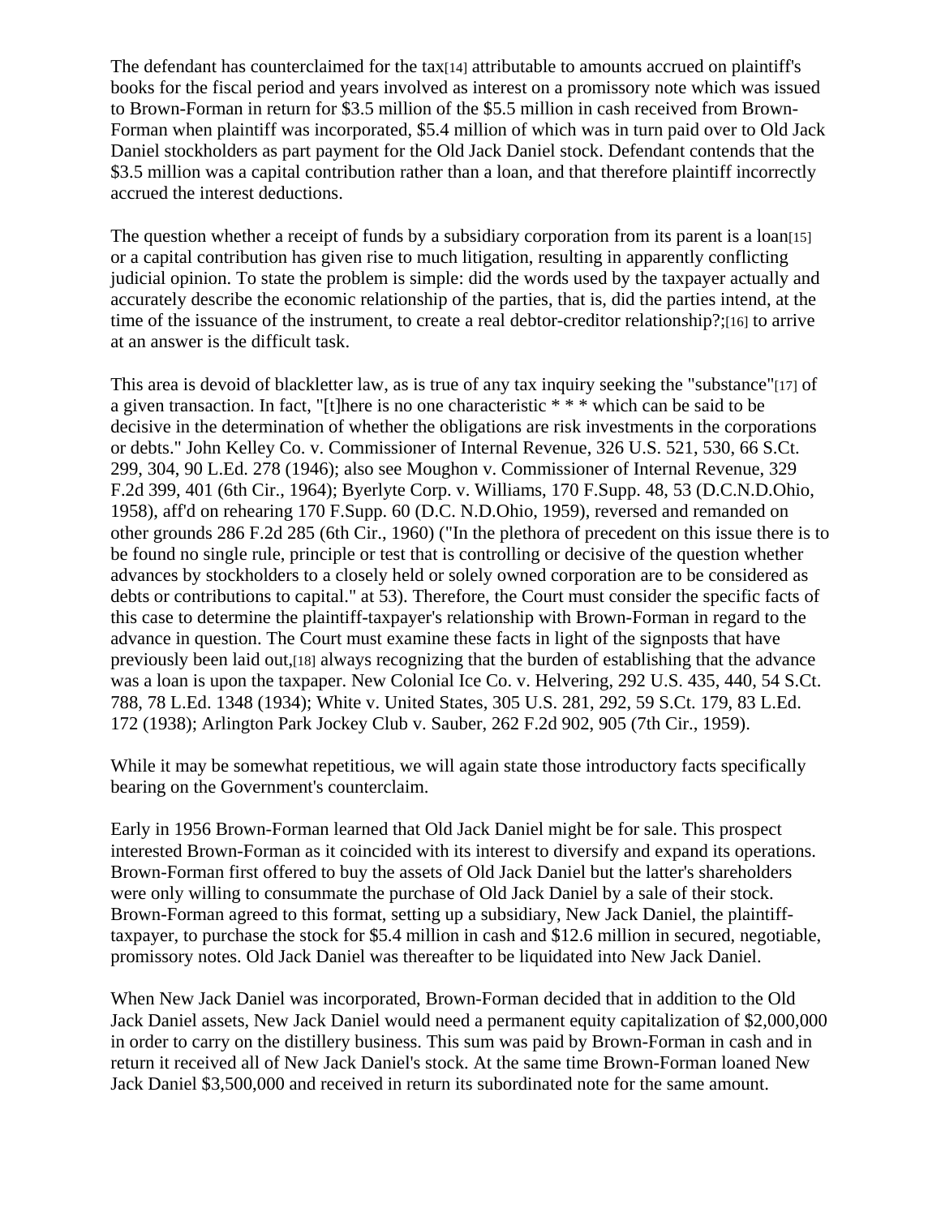The defendant has counterclaimed for the tax[14] attributable to amounts accrued on plaintiff's books for the fiscal period and years involved as interest on a promissory note which was issued to Brown-Forman in return for $3.5 million of the $5.5 million in cash received from Brown-Forman when plaintiff was incorporated, $5.4 million of which was in turn paid over to Old Jack Daniel stockholders as part payment for the Old Jack Daniel stock. Defendant contends that the $3.5 million was a capital contribution rather than a loan, and that therefore plaintiff incorrectly accrued the interest deductions.

The question whether a receipt of funds by a subsidiary corporation from its parent is a loan[15] or a capital contribution has given rise to much litigation, resulting in apparently conflicting judicial opinion. To state the problem is simple: did the words used by the taxpayer actually and accurately describe the economic relationship of the parties, that is, did the parties intend, at the time of the issuance of the instrument, to create a real debtor-creditor relationship?;[16] to arrive at an answer is the difficult task.

This area is devoid of blackletter law, as is true of any tax inquiry seeking the "substance"[17] of a given transaction. In fact, "[t]here is no one characteristic * * * which can be said to be decisive in the determination of whether the obligations are risk investments in the corporations or debts." John Kelley Co. v. Commissioner of Internal Revenue, 326 U.S. 521, 530, 66 S.Ct. 299, 304, 90 L.Ed. 278 (1946); also see Moughon v. Commissioner of Internal Revenue, 329 F.2d 399, 401 (6th Cir., 1964); Byerlyte Corp. v. Williams, 170 F.Supp. 48, 53 (D.C.N.D.Ohio, 1958), aff'd on rehearing 170 F.Supp. 60 (D.C. N.D.Ohio, 1959), reversed and remanded on other grounds 286 F.2d 285 (6th Cir., 1960) ("In the plethora of precedent on this issue there is to be found no single rule, principle or test that is controlling or decisive of the question whether advances by stockholders to a closely held or solely owned corporation are to be considered as debts or contributions to capital." at 53). Therefore, the Court must consider the specific facts of this case to determine the plaintiff-taxpayer's relationship with Brown-Forman in regard to the advance in question. The Court must examine these facts in light of the signposts that have previously been laid out,[18] always recognizing that the burden of establishing that the advance was a loan is upon the taxpaper. New Colonial Ice Co. v. Helvering, 292 U.S. 435, 440, 54 S.Ct. 788, 78 L.Ed. 1348 (1934); White v. United States, 305 U.S. 281, 292, 59 S.Ct. 179, 83 L.Ed. 172 (1938); Arlington Park Jockey Club v. Sauber, 262 F.2d 902, 905 (7th Cir., 1959).

While it may be somewhat repetitious, we will again state those introductory facts specifically bearing on the Government's counterclaim.

Early in 1956 Brown-Forman learned that Old Jack Daniel might be for sale. This prospect interested Brown-Forman as it coincided with its interest to diversify and expand its operations. Brown-Forman first offered to buy the assets of Old Jack Daniel but the latter's shareholders were only willing to consummate the purchase of Old Jack Daniel by a sale of their stock. Brown-Forman agreed to this format, setting up a subsidiary, New Jack Daniel, the plaintiff-taxpayer, to purchase the stock for $5.4 million in cash and $12.6 million in secured, negotiable, promissory notes. Old Jack Daniel was thereafter to be liquidated into New Jack Daniel.

When New Jack Daniel was incorporated, Brown-Forman decided that in addition to the Old Jack Daniel assets, New Jack Daniel would need a permanent equity capitalization of $2,000,000 in order to carry on the distillery business. This sum was paid by Brown-Forman in cash and in return it received all of New Jack Daniel's stock. At the same time Brown-Forman loaned New Jack Daniel $3,500,000 and received in return its subordinated note for the same amount.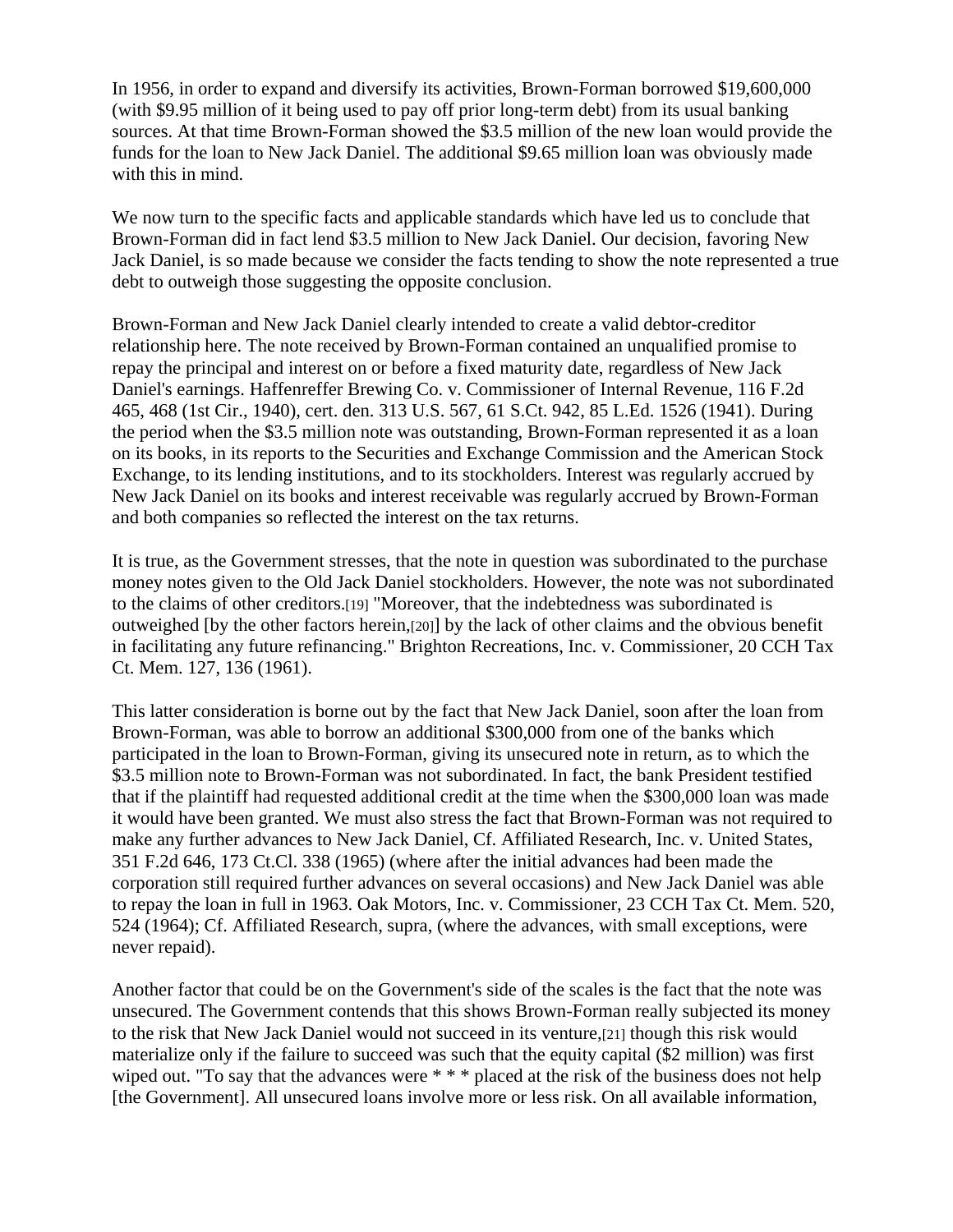In 1956, in order to expand and diversify its activities, Brown-Forman borrowed $19,600,000 (with $9.95 million of it being used to pay off prior long-term debt) from its usual banking sources. At that time Brown-Forman showed the $3.5 million of the new loan would provide the funds for the loan to New Jack Daniel. The additional $9.65 million loan was obviously made with this in mind.

We now turn to the specific facts and applicable standards which have led us to conclude that Brown-Forman did in fact lend $3.5 million to New Jack Daniel. Our decision, favoring New Jack Daniel, is so made because we consider the facts tending to show the note represented a true debt to outweigh those suggesting the opposite conclusion.

Brown-Forman and New Jack Daniel clearly intended to create a valid debtor-creditor relationship here. The note received by Brown-Forman contained an unqualified promise to repay the principal and interest on or before a fixed maturity date, regardless of New Jack Daniel's earnings. Haffenreffer Brewing Co. v. Commissioner of Internal Revenue, 116 F.2d 465, 468 (1st Cir., 1940), cert. den. 313 U.S. 567, 61 S.Ct. 942, 85 L.Ed. 1526 (1941). During the period when the $3.5 million note was outstanding, Brown-Forman represented it as a loan on its books, in its reports to the Securities and Exchange Commission and the American Stock Exchange, to its lending institutions, and to its stockholders. Interest was regularly accrued by New Jack Daniel on its books and interest receivable was regularly accrued by Brown-Forman and both companies so reflected the interest on the tax returns.

It is true, as the Government stresses, that the note in question was subordinated to the purchase money notes given to the Old Jack Daniel stockholders. However, the note was not subordinated to the claims of other creditors.[19] "Moreover, that the indebtedness was subordinated is outweighed [by the other factors herein,[20]] by the lack of other claims and the obvious benefit in facilitating any future refinancing." Brighton Recreations, Inc. v. Commissioner, 20 CCH Tax Ct. Mem. 127, 136 (1961).

This latter consideration is borne out by the fact that New Jack Daniel, soon after the loan from Brown-Forman, was able to borrow an additional $300,000 from one of the banks which participated in the loan to Brown-Forman, giving its unsecured note in return, as to which the $3.5 million note to Brown-Forman was not subordinated. In fact, the bank President testified that if the plaintiff had requested additional credit at the time when the $300,000 loan was made it would have been granted. We must also stress the fact that Brown-Forman was not required to make any further advances to New Jack Daniel, Cf. Affiliated Research, Inc. v. United States, 351 F.2d 646, 173 Ct.Cl. 338 (1965) (where after the initial advances had been made the corporation still required further advances on several occasions) and New Jack Daniel was able to repay the loan in full in 1963. Oak Motors, Inc. v. Commissioner, 23 CCH Tax Ct. Mem. 520, 524 (1964); Cf. Affiliated Research, supra, (where the advances, with small exceptions, were never repaid).

Another factor that could be on the Government's side of the scales is the fact that the note was unsecured. The Government contends that this shows Brown-Forman really subjected its money to the risk that New Jack Daniel would not succeed in its venture,[21] though this risk would materialize only if the failure to succeed was such that the equity capital ($2 million) was first wiped out. "To say that the advances were * * * placed at the risk of the business does not help [the Government]. All unsecured loans involve more or less risk. On all available information,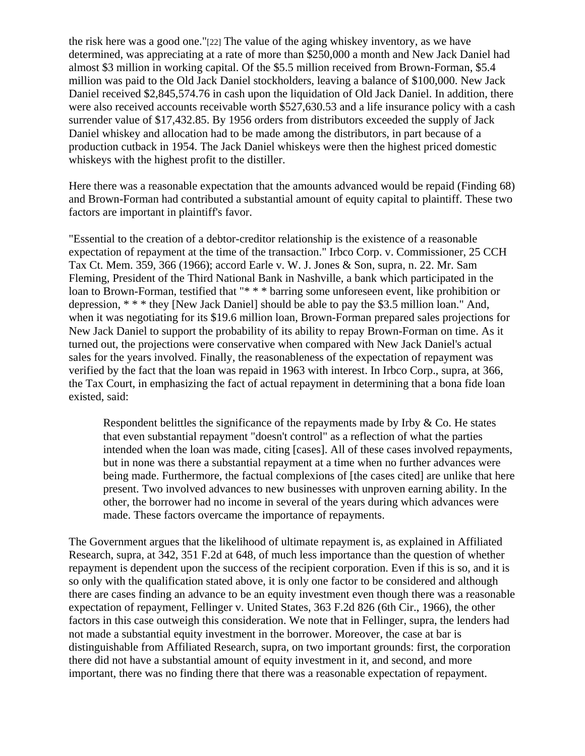the risk here was a good one."[22] The value of the aging whiskey inventory, as we have determined, was appreciating at a rate of more than $250,000 a month and New Jack Daniel had almost $3 million in working capital. Of the $5.5 million received from Brown-Forman, $5.4 million was paid to the Old Jack Daniel stockholders, leaving a balance of $100,000. New Jack Daniel received $2,845,574.76 in cash upon the liquidation of Old Jack Daniel. In addition, there were also received accounts receivable worth $527,630.53 and a life insurance policy with a cash surrender value of $17,432.85. By 1956 orders from distributors exceeded the supply of Jack Daniel whiskey and allocation had to be made among the distributors, in part because of a production cutback in 1954. The Jack Daniel whiskeys were then the highest priced domestic whiskeys with the highest profit to the distiller.

Here there was a reasonable expectation that the amounts advanced would be repaid (Finding 68) and Brown-Forman had contributed a substantial amount of equity capital to plaintiff. These two factors are important in plaintiff's favor.

"Essential to the creation of a debtor-creditor relationship is the existence of a reasonable expectation of repayment at the time of the transaction." Irbco Corp. v. Commissioner, 25 CCH Tax Ct. Mem. 359, 366 (1966); accord Earle v. W. J. Jones & Son, supra, n. 22. Mr. Sam Fleming, President of the Third National Bank in Nashville, a bank which participated in the loan to Brown-Forman, testified that "* * * barring some unforeseen event, like prohibition or depression, * * * they [New Jack Daniel] should be able to pay the $3.5 million loan." And, when it was negotiating for its $19.6 million loan, Brown-Forman prepared sales projections for New Jack Daniel to support the probability of its ability to repay Brown-Forman on time. As it turned out, the projections were conservative when compared with New Jack Daniel's actual sales for the years involved. Finally, the reasonableness of the expectation of repayment was verified by the fact that the loan was repaid in 1963 with interest. In Irbco Corp., supra, at 366, the Tax Court, in emphasizing the fact of actual repayment in determining that a bona fide loan existed, said:

> Respondent belittles the significance of the repayments made by Irby & Co. He states that even substantial repayment "doesn't control" as a reflection of what the parties intended when the loan was made, citing [cases]. All of these cases involved repayments, but in none was there a substantial repayment at a time when no further advances were being made. Furthermore, the factual complexions of [the cases cited] are unlike that here present. Two involved advances to new businesses with unproven earning ability. In the other, the borrower had no income in several of the years during which advances were made. These factors overcame the importance of repayments.

The Government argues that the likelihood of ultimate repayment is, as explained in Affiliated Research, supra, at 342, 351 F.2d at 648, of much less importance than the question of whether repayment is dependent upon the success of the recipient corporation. Even if this is so, and it is so only with the qualification stated above, it is only one factor to be considered and although there are cases finding an advance to be an equity investment even though there was a reasonable expectation of repayment, Fellinger v. United States, 363 F.2d 826 (6th Cir., 1966), the other factors in this case outweigh this consideration. We note that in Fellinger, supra, the lenders had not made a substantial equity investment in the borrower. Moreover, the case at bar is distinguishable from Affiliated Research, supra, on two important grounds: first, the corporation there did not have a substantial amount of equity investment in it, and second, and more important, there was no finding there that there was a reasonable expectation of repayment.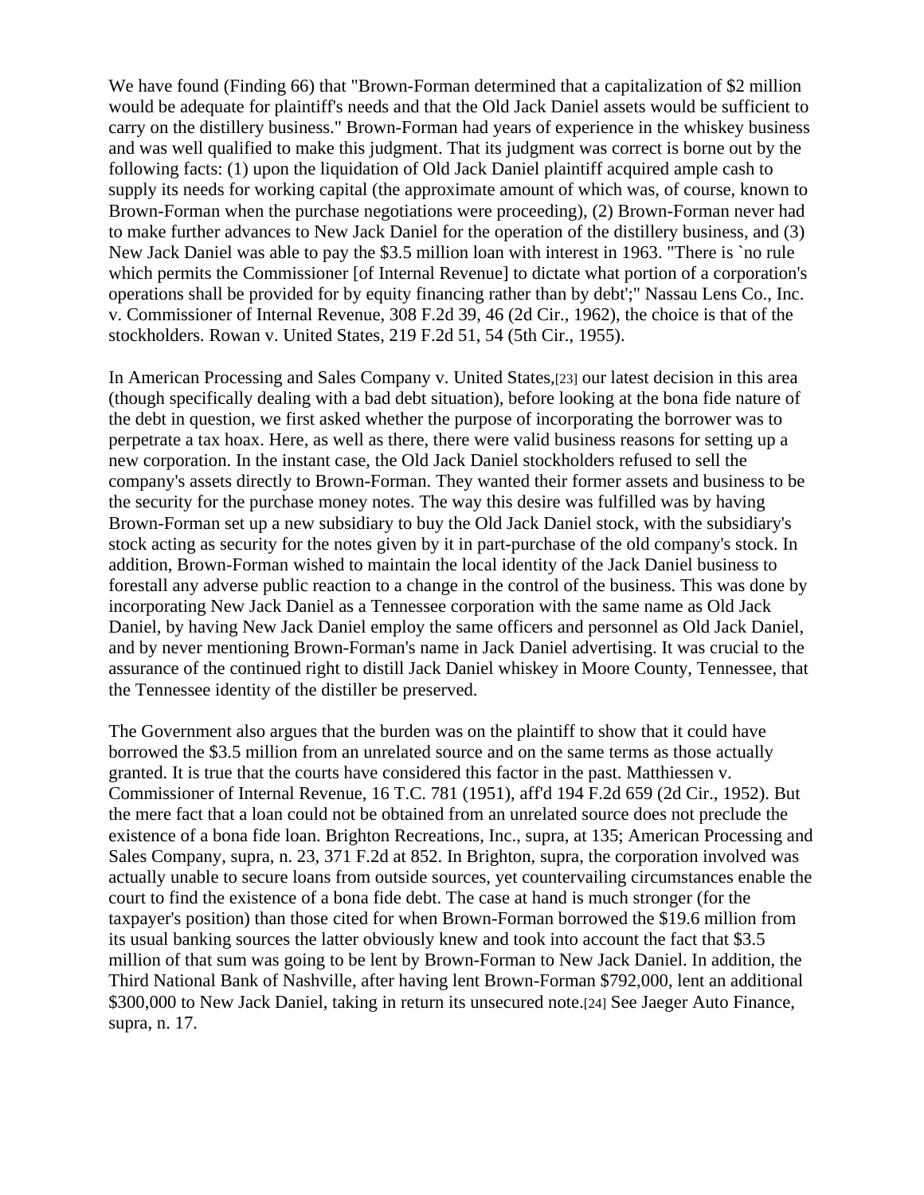We have found (Finding 66) that "Brown-Forman determined that a capitalization of $2 million would be adequate for plaintiff's needs and that the Old Jack Daniel assets would be sufficient to carry on the distillery business." Brown-Forman had years of experience in the whiskey business and was well qualified to make this judgment. That its judgment was correct is borne out by the following facts: (1) upon the liquidation of Old Jack Daniel plaintiff acquired ample cash to supply its needs for working capital (the approximate amount of which was, of course, known to Brown-Forman when the purchase negotiations were proceeding), (2) Brown-Forman never had to make further advances to New Jack Daniel for the operation of the distillery business, and (3) New Jack Daniel was able to pay the $3.5 million loan with interest in 1963. "There is `no rule which permits the Commissioner [of Internal Revenue] to dictate what portion of a corporation's operations shall be provided for by equity financing rather than by debt';" Nassau Lens Co., Inc. v. Commissioner of Internal Revenue, 308 F.2d 39, 46 (2d Cir., 1962), the choice is that of the stockholders. Rowan v. United States, 219 F.2d 51, 54 (5th Cir., 1955).

In American Processing and Sales Company v. United States,[23] our latest decision in this area (though specifically dealing with a bad debt situation), before looking at the bona fide nature of the debt in question, we first asked whether the purpose of incorporating the borrower was to perpetrate a tax hoax. Here, as well as there, there were valid business reasons for setting up a new corporation. In the instant case, the Old Jack Daniel stockholders refused to sell the company's assets directly to Brown-Forman. They wanted their former assets and business to be the security for the purchase money notes. The way this desire was fulfilled was by having Brown-Forman set up a new subsidiary to buy the Old Jack Daniel stock, with the subsidiary's stock acting as security for the notes given by it in part-purchase of the old company's stock. In addition, Brown-Forman wished to maintain the local identity of the Jack Daniel business to forestall any adverse public reaction to a change in the control of the business. This was done by incorporating New Jack Daniel as a Tennessee corporation with the same name as Old Jack Daniel, by having New Jack Daniel employ the same officers and personnel as Old Jack Daniel, and by never mentioning Brown-Forman's name in Jack Daniel advertising. It was crucial to the assurance of the continued right to distill Jack Daniel whiskey in Moore County, Tennessee, that the Tennessee identity of the distiller be preserved.

The Government also argues that the burden was on the plaintiff to show that it could have borrowed the $3.5 million from an unrelated source and on the same terms as those actually granted. It is true that the courts have considered this factor in the past. Matthiessen v. Commissioner of Internal Revenue, 16 T.C. 781 (1951), aff'd 194 F.2d 659 (2d Cir., 1952). But the mere fact that a loan could not be obtained from an unrelated source does not preclude the existence of a bona fide loan. Brighton Recreations, Inc., supra, at 135; American Processing and Sales Company, supra, n. 23, 371 F.2d at 852. In Brighton, supra, the corporation involved was actually unable to secure loans from outside sources, yet countervailing circumstances enable the court to find the existence of a bona fide debt. The case at hand is much stronger (for the taxpayer's position) than those cited for when Brown-Forman borrowed the $19.6 million from its usual banking sources the latter obviously knew and took into account the fact that $3.5 million of that sum was going to be lent by Brown-Forman to New Jack Daniel. In addition, the Third National Bank of Nashville, after having lent Brown-Forman $792,000, lent an additional $300,000 to New Jack Daniel, taking in return its unsecured note.[24] See Jaeger Auto Finance, supra, n. 17.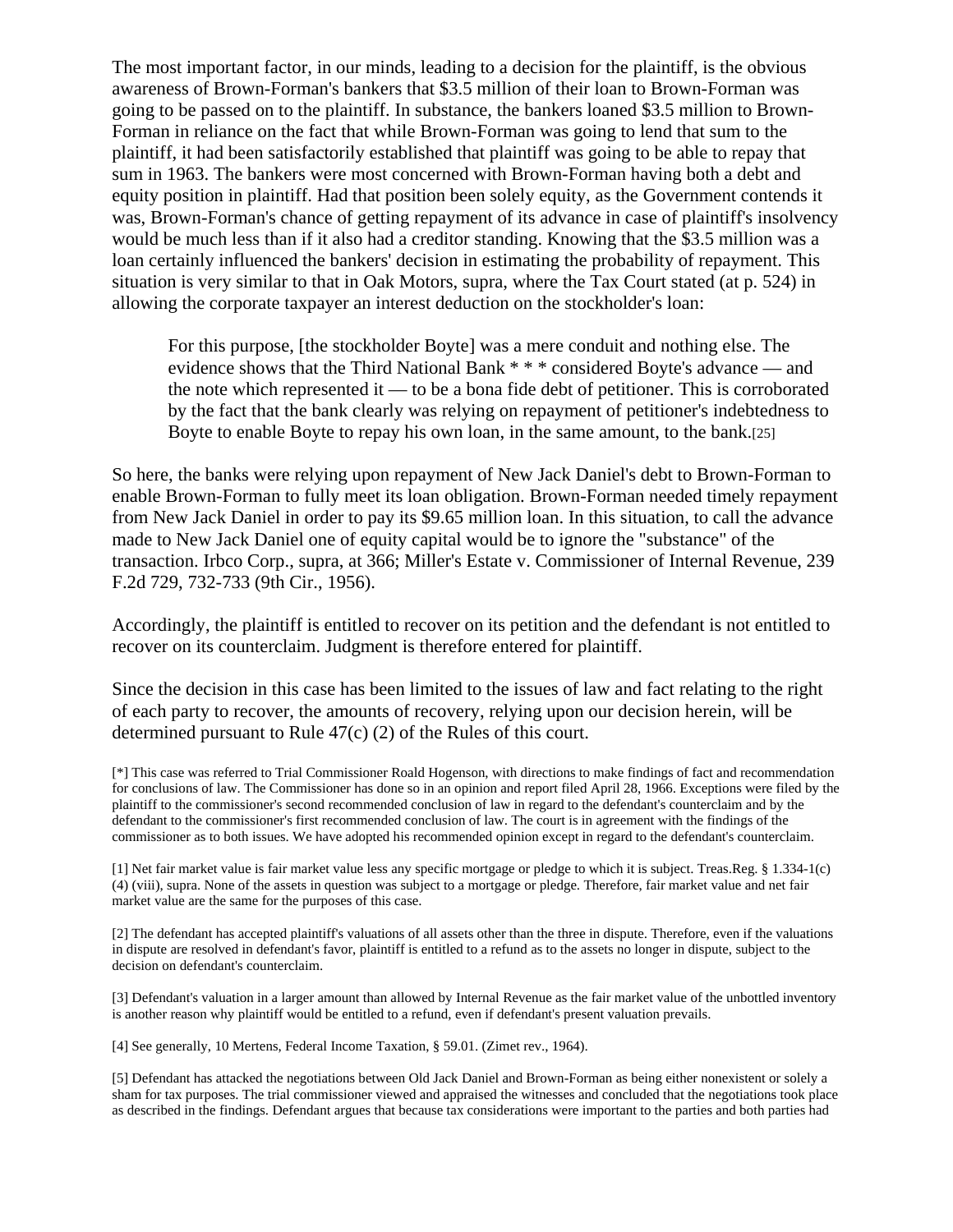The most important factor, in our minds, leading to a decision for the plaintiff, is the obvious awareness of Brown-Forman's bankers that $3.5 million of their loan to Brown-Forman was going to be passed on to the plaintiff. In substance, the bankers loaned $3.5 million to Brown-Forman in reliance on the fact that while Brown-Forman was going to lend that sum to the plaintiff, it had been satisfactorily established that plaintiff was going to be able to repay that sum in 1963. The bankers were most concerned with Brown-Forman having both a debt and equity position in plaintiff. Had that position been solely equity, as the Government contends it was, Brown-Forman's chance of getting repayment of its advance in case of plaintiff's insolvency would be much less than if it also had a creditor standing. Knowing that the $3.5 million was a loan certainly influenced the bankers' decision in estimating the probability of repayment. This situation is very similar to that in Oak Motors, supra, where the Tax Court stated (at p. 524) in allowing the corporate taxpayer an interest deduction on the stockholder's loan:

> For this purpose, [the stockholder Boyte] was a mere conduit and nothing else. The evidence shows that the Third National Bank * * * considered Boyte's advance — and the note which represented it — to be a bona fide debt of petitioner. This is corroborated by the fact that the bank clearly was relying on repayment of petitioner's indebtedness to Boyte to enable Boyte to repay his own loan, in the same amount, to the bank.[25]

So here, the banks were relying upon repayment of New Jack Daniel's debt to Brown-Forman to enable Brown-Forman to fully meet its loan obligation. Brown-Forman needed timely repayment from New Jack Daniel in order to pay its $9.65 million loan. In this situation, to call the advance made to New Jack Daniel one of equity capital would be to ignore the "substance" of the transaction. Irbco Corp., supra, at 366; Miller's Estate v. Commissioner of Internal Revenue, 239 F.2d 729, 732-733 (9th Cir., 1956).

Accordingly, the plaintiff is entitled to recover on its petition and the defendant is not entitled to recover on its counterclaim. Judgment is therefore entered for plaintiff.

Since the decision in this case has been limited to the issues of law and fact relating to the right of each party to recover, the amounts of recovery, relying upon our decision herein, will be determined pursuant to Rule 47(c) (2) of the Rules of this court.

[*] This case was referred to Trial Commissioner Roald Hogenson, with directions to make findings of fact and recommendation for conclusions of law. The Commissioner has done so in an opinion and report filed April 28, 1966. Exceptions were filed by the plaintiff to the commissioner's second recommended conclusion of law in regard to the defendant's counterclaim and by the defendant to the commissioner's first recommended conclusion of law. The court is in agreement with the findings of the commissioner as to both issues. We have adopted his recommended opinion except in regard to the defendant's counterclaim.

[1] Net fair market value is fair market value less any specific mortgage or pledge to which it is subject. Treas.Reg. § 1.334-1(c) (4) (viii), supra. None of the assets in question was subject to a mortgage or pledge. Therefore, fair market value and net fair market value are the same for the purposes of this case.

[2] The defendant has accepted plaintiff's valuations of all assets other than the three in dispute. Therefore, even if the valuations in dispute are resolved in defendant's favor, plaintiff is entitled to a refund as to the assets no longer in dispute, subject to the decision on defendant's counterclaim.

[3] Defendant's valuation in a larger amount than allowed by Internal Revenue as the fair market value of the unbottled inventory is another reason why plaintiff would be entitled to a refund, even if defendant's present valuation prevails.

[4] See generally, 10 Mertens, Federal Income Taxation, § 59.01. (Zimet rev., 1964).

[5] Defendant has attacked the negotiations between Old Jack Daniel and Brown-Forman as being either nonexistent or solely a sham for tax purposes. The trial commissioner viewed and appraised the witnesses and concluded that the negotiations took place as described in the findings. Defendant argues that because tax considerations were important to the parties and both parties had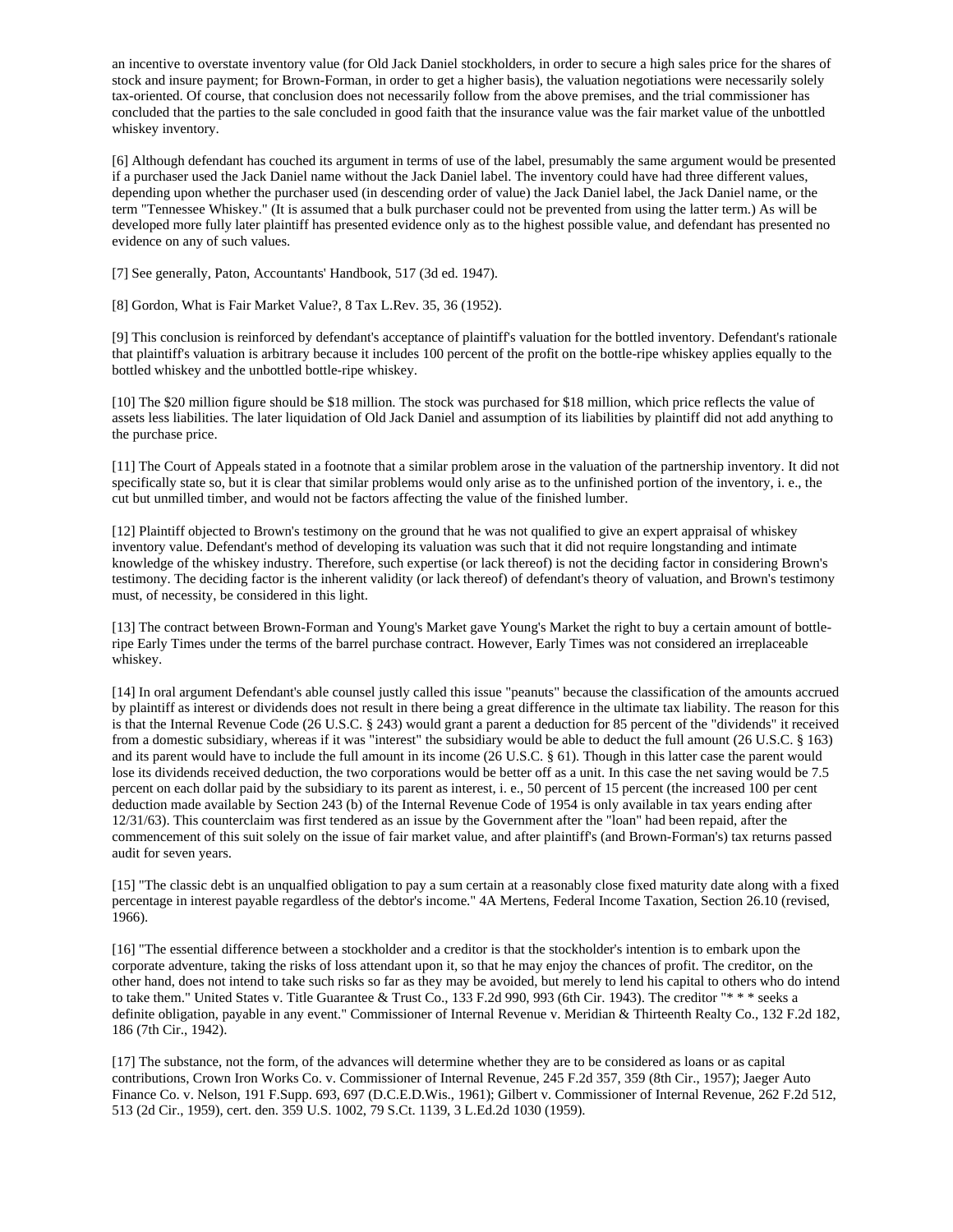an incentive to overstate inventory value (for Old Jack Daniel stockholders, in order to secure a high sales price for the shares of stock and insure payment; for Brown-Forman, in order to get a higher basis), the valuation negotiations were necessarily solely tax-oriented. Of course, that conclusion does not necessarily follow from the above premises, and the trial commissioner has concluded that the parties to the sale concluded in good faith that the insurance value was the fair market value of the unbottled whiskey inventory.

[6] Although defendant has couched its argument in terms of use of the label, presumably the same argument would be presented if a purchaser used the Jack Daniel name without the Jack Daniel label. The inventory could have had three different values, depending upon whether the purchaser used (in descending order of value) the Jack Daniel label, the Jack Daniel name, or the term "Tennessee Whiskey." (It is assumed that a bulk purchaser could not be prevented from using the latter term.) As will be developed more fully later plaintiff has presented evidence only as to the highest possible value, and defendant has presented no evidence on any of such values.

[7] See generally, Paton, Accountants' Handbook, 517 (3d ed. 1947).

[8] Gordon, What is Fair Market Value?, 8 Tax L.Rev. 35, 36 (1952).

[9] This conclusion is reinforced by defendant's acceptance of plaintiff's valuation for the bottled inventory. Defendant's rationale that plaintiff's valuation is arbitrary because it includes 100 percent of the profit on the bottle-ripe whiskey applies equally to the bottled whiskey and the unbottled bottle-ripe whiskey.

[10] The $20 million figure should be $18 million. The stock was purchased for $18 million, which price reflects the value of assets less liabilities. The later liquidation of Old Jack Daniel and assumption of its liabilities by plaintiff did not add anything to the purchase price.

[11] The Court of Appeals stated in a footnote that a similar problem arose in the valuation of the partnership inventory. It did not specifically state so, but it is clear that similar problems would only arise as to the unfinished portion of the inventory, i. e., the cut but unmilled timber, and would not be factors affecting the value of the finished lumber.

[12] Plaintiff objected to Brown's testimony on the ground that he was not qualified to give an expert appraisal of whiskey inventory value. Defendant's method of developing its valuation was such that it did not require longstanding and intimate knowledge of the whiskey industry. Therefore, such expertise (or lack thereof) is not the deciding factor in considering Brown's testimony. The deciding factor is the inherent validity (or lack thereof) of defendant's theory of valuation, and Brown's testimony must, of necessity, be considered in this light.

[13] The contract between Brown-Forman and Young's Market gave Young's Market the right to buy a certain amount of bottle-ripe Early Times under the terms of the barrel purchase contract. However, Early Times was not considered an irreplaceable whiskey.

[14] In oral argument Defendant's able counsel justly called this issue "peanuts" because the classification of the amounts accrued by plaintiff as interest or dividends does not result in there being a great difference in the ultimate tax liability. The reason for this is that the Internal Revenue Code (26 U.S.C. § 243) would grant a parent a deduction for 85 percent of the "dividends" it received from a domestic subsidiary, whereas if it was "interest" the subsidiary would be able to deduct the full amount (26 U.S.C. § 163) and its parent would have to include the full amount in its income (26 U.S.C. § 61). Though in this latter case the parent would lose its dividends received deduction, the two corporations would be better off as a unit. In this case the net saving would be 7.5 percent on each dollar paid by the subsidiary to its parent as interest, i. e., 50 percent of 15 percent (the increased 100 per cent deduction made available by Section 243 (b) of the Internal Revenue Code of 1954 is only available in tax years ending after 12/31/63). This counterclaim was first tendered as an issue by the Government after the "loan" had been repaid, after the commencement of this suit solely on the issue of fair market value, and after plaintiff's (and Brown-Forman's) tax returns passed audit for seven years.

[15] "The classic debt is an unqualfied obligation to pay a sum certain at a reasonably close fixed maturity date along with a fixed percentage in interest payable regardless of the debtor's income." 4A Mertens, Federal Income Taxation, Section 26.10 (revised, 1966).

[16] "The essential difference between a stockholder and a creditor is that the stockholder's intention is to embark upon the corporate adventure, taking the risks of loss attendant upon it, so that he may enjoy the chances of profit. The creditor, on the other hand, does not intend to take such risks so far as they may be avoided, but merely to lend his capital to others who do intend to take them." United States v. Title Guarantee & Trust Co., 133 F.2d 990, 993 (6th Cir. 1943). The creditor "* * * seeks a definite obligation, payable in any event." Commissioner of Internal Revenue v. Meridian & Thirteenth Realty Co., 132 F.2d 182, 186 (7th Cir., 1942).

[17] The substance, not the form, of the advances will determine whether they are to be considered as loans or as capital contributions, Crown Iron Works Co. v. Commissioner of Internal Revenue, 245 F.2d 357, 359 (8th Cir., 1957); Jaeger Auto Finance Co. v. Nelson, 191 F.Supp. 693, 697 (D.C.E.D.Wis., 1961); Gilbert v. Commissioner of Internal Revenue, 262 F.2d 512, 513 (2d Cir., 1959), cert. den. 359 U.S. 1002, 79 S.Ct. 1139, 3 L.Ed.2d 1030 (1959).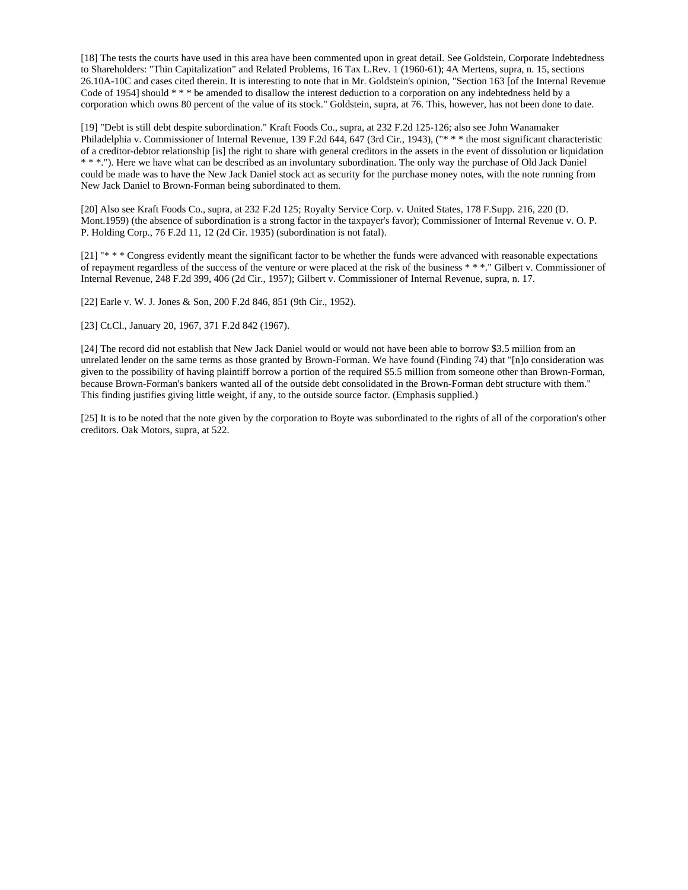[18] The tests the courts have used in this area have been commented upon in great detail. See Goldstein, Corporate Indebtedness to Shareholders: "Thin Capitalization" and Related Problems, 16 Tax L.Rev. 1 (1960-61); 4A Mertens, supra, n. 15, sections 26.10A-10C and cases cited therein. It is interesting to note that in Mr. Goldstein's opinion, "Section 163 [of the Internal Revenue Code of 1954] should * * * be amended to disallow the interest deduction to a corporation on any indebtedness held by a corporation which owns 80 percent of the value of its stock." Goldstein, supra, at 76. This, however, has not been done to date.

[19] "Debt is still debt despite subordination." Kraft Foods Co., supra, at 232 F.2d 125-126; also see John Wanamaker Philadelphia v. Commissioner of Internal Revenue, 139 F.2d 644, 647 (3rd Cir., 1943), ("* * * the most significant characteristic of a creditor-debtor relationship [is] the right to share with general creditors in the assets in the event of dissolution or liquidation * * *."). Here we have what can be described as an involuntary subordination. The only way the purchase of Old Jack Daniel could be made was to have the New Jack Daniel stock act as security for the purchase money notes, with the note running from New Jack Daniel to Brown-Forman being subordinated to them.

[20] Also see Kraft Foods Co., supra, at 232 F.2d 125; Royalty Service Corp. v. United States, 178 F.Supp. 216, 220 (D. Mont.1959) (the absence of subordination is a strong factor in the taxpayer's favor); Commissioner of Internal Revenue v. O. P. P. Holding Corp., 76 F.2d 11, 12 (2d Cir. 1935) (subordination is not fatal).

[21] "* * * Congress evidently meant the significant factor to be whether the funds were advanced with reasonable expectations of repayment regardless of the success of the venture or were placed at the risk of the business * * *." Gilbert v. Commissioner of Internal Revenue, 248 F.2d 399, 406 (2d Cir., 1957); Gilbert v. Commissioner of Internal Revenue, supra, n. 17.

[22] Earle v. W. J. Jones & Son, 200 F.2d 846, 851 (9th Cir., 1952).

[23] Ct.Cl., January 20, 1967, 371 F.2d 842 (1967).

[24] The record did not establish that New Jack Daniel would or would not have been able to borrow $3.5 million from an unrelated lender on the same terms as those granted by Brown-Forman. We have found (Finding 74) that "[n]o consideration was given to the possibility of having plaintiff borrow a portion of the required $5.5 million from someone other than Brown-Forman, because Brown-Forman's bankers wanted all of the outside debt consolidated in the Brown-Forman debt structure with them." This finding justifies giving little weight, if any, to the outside source factor. (Emphasis supplied.)

[25] It is to be noted that the note given by the corporation to Boyte was subordinated to the rights of all of the corporation's other creditors. Oak Motors, supra, at 522.